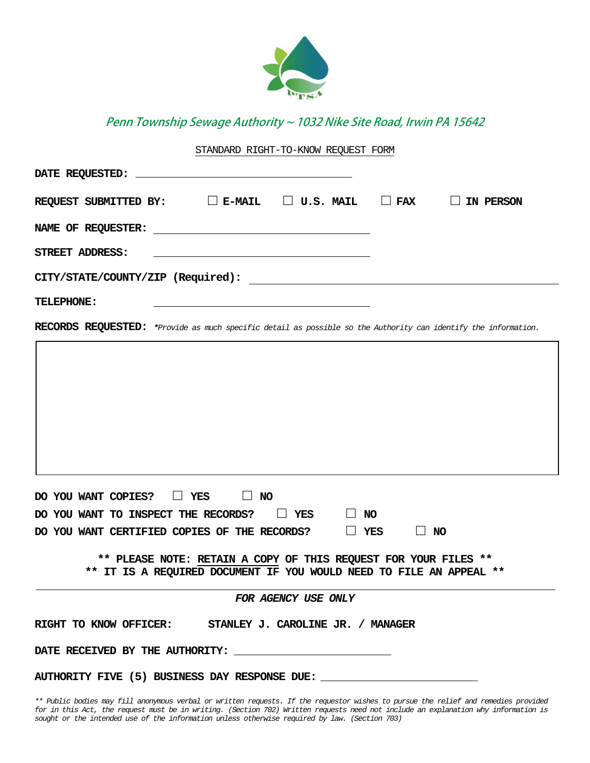*Penn Township Sewage Authority ~ 1032 Nike Site Road, Irwin PA 15642*

STANDARD RIGHT-TO-KNOW REQUEST FORM

**DATE REQUESTED:** ____________________________

**REQUEST SUBMITTED BY:** ☐ **E-MAIL** ☐ **U.S. MAIL** ☐ **FAX** ☐ **IN PERSON**

**NAME OF REQUESTER:** ____________________________

**STREET ADDRESS:** ____________________________

**CITY/STATE/COUNTY/ZIP (Required):** ____________________________

**TELEPHONE:** ____________________________

**RECORDS REQUESTED:** *\*Provide as much specific detail as possible so the Authority can identify the information.*

|   |
|---|
|   |

**DO YOU WANT COPIES?** ☐ **YES** ☐ **NO**

**DO YOU WANT TO INSPECT THE RECORDS?** ☐ **YES** ☐ **NO**

**DO YOU WANT CERTIFIED COPIES OF THE RECORDS?** ☐ **YES** ☐ **NO**

**\*\* PLEASE NOTE: RETAIN A COPY OF THIS REQUEST FOR YOUR FILES \*\***
**\*\* IT IS A REQUIRED DOCUMENT IF YOU WOULD NEED TO FILE AN APPEAL \*\***

---

***FOR AGENCY USE ONLY***

**RIGHT TO KNOW OFFICER:** **STANLEY J. CAROLINE JR. / MANAGER**

**DATE RECEIVED BY THE AUTHORITY:** ____________________________

**AUTHORITY FIVE (5) BUSINESS DAY RESPONSE DUE:** ____________________________

*\*\* Public bodies may fill anonymous verbal or written requests. If the requestor wishes to pursue the relief and remedies provided for in this Act, the request must be in writing. (Section 702) Written requests need not include an explanation why information is sought or the intended use of the information unless otherwise required by law. (Section 703)*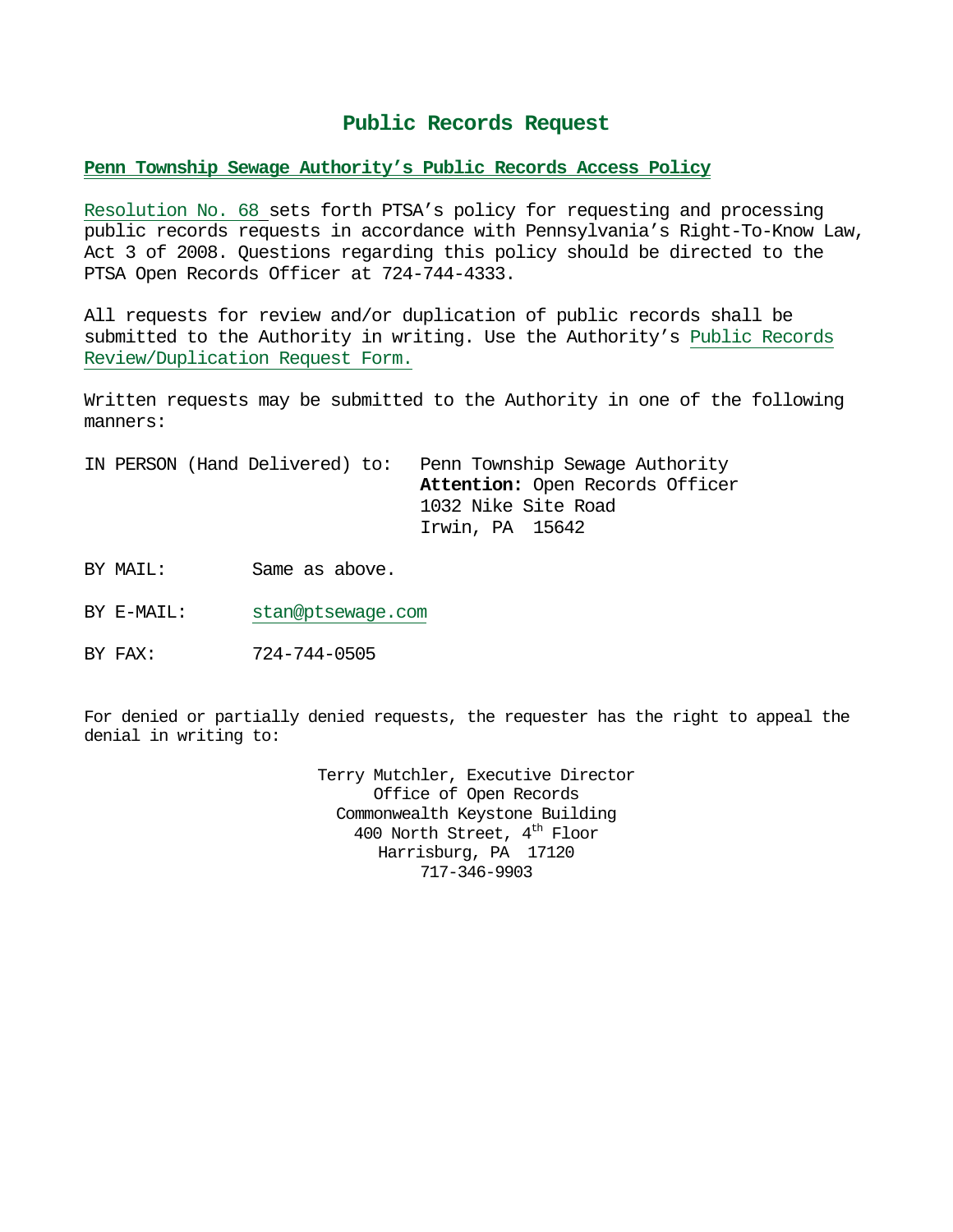# Public Records Request

## Penn Township Sewage Authority's Public Records Access Policy

Resolution No. 68 sets forth PTSA's policy for requesting and processing public records requests in accordance with Pennsylvania's Right-To-Know Law, Act 3 of 2008. Questions regarding this policy should be directed to the PTSA Open Records Officer at 724-744-4333.

All requests for review and/or duplication of public records shall be submitted to the Authority in writing. Use the Authority's Public Records Review/Duplication Request Form.

Written requests may be submitted to the Authority in one of the following manners:

IN PERSON (Hand Delivered) to:

Penn Township Sewage Authority
**Attention:** Open Records Officer
1032 Nike Site Road
Irwin, PA 15642

BY MAIL: Same as above.

BY E-MAIL: stan@ptsewage.com

BY FAX: 724-744-0505

For denied or partially denied requests, the requester has the right to appeal the denial in writing to:

Terry Mutchler, Executive Director
Office of Open Records
Commonwealth Keystone Building
400 North Street, 4th Floor
Harrisburg, PA 17120
717-346-9903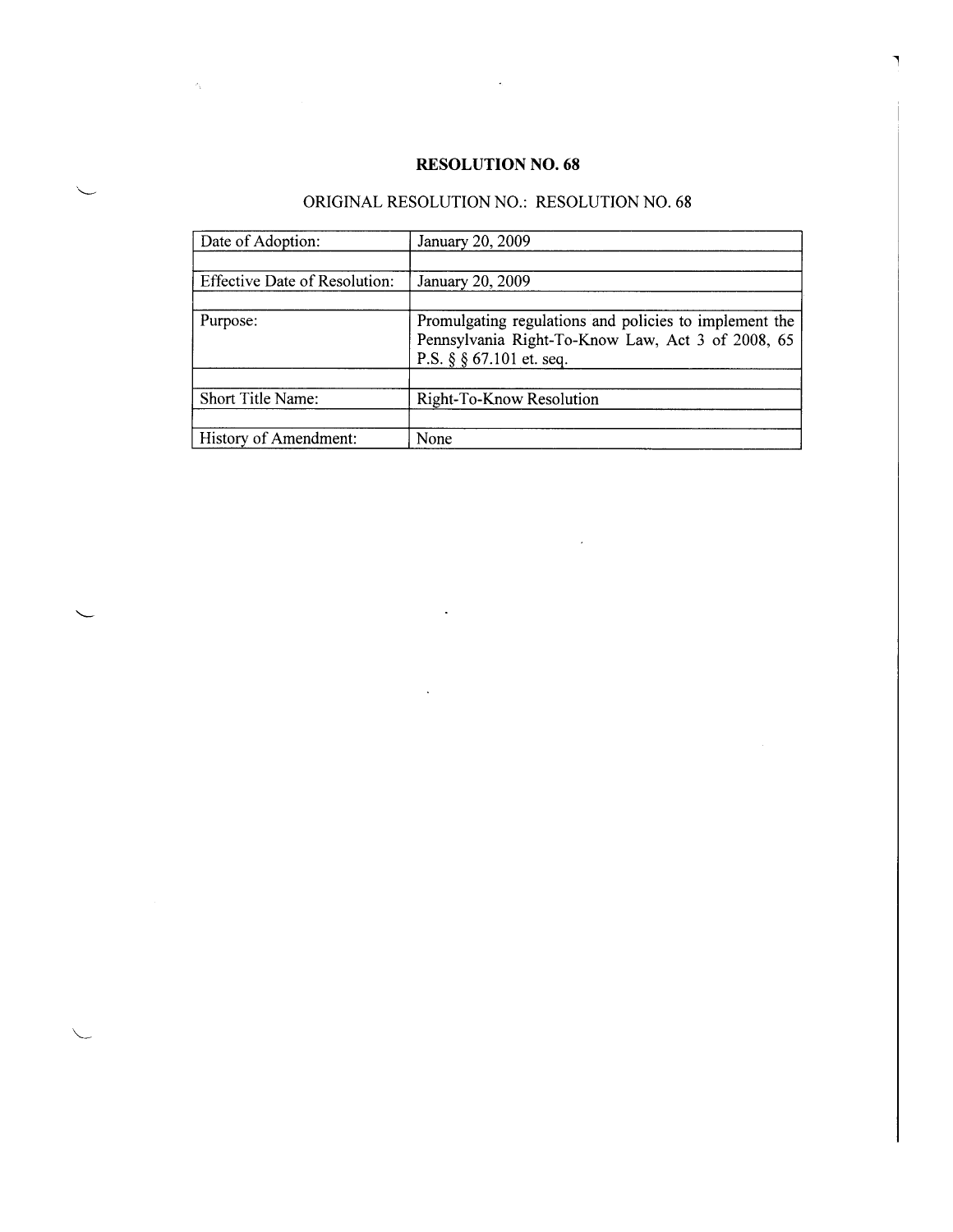# RESOLUTION NO. 68

ORIGINAL RESOLUTION NO.: RESOLUTION NO. 68

| | |
|---|---|
| Date of Adoption: | January 20, 2009 |
| | |
| Effective Date of Resolution: | January 20, 2009 |
| | |
| Purpose: | Promulgating regulations and policies to implement the Pennsylvania Right-To-Know Law, Act 3 of 2008, 65 P.S. § § 67.101 et. seq. |
| | |
| Short Title Name: | Right-To-Know Resolution |
| | |
| History of Amendment: | None |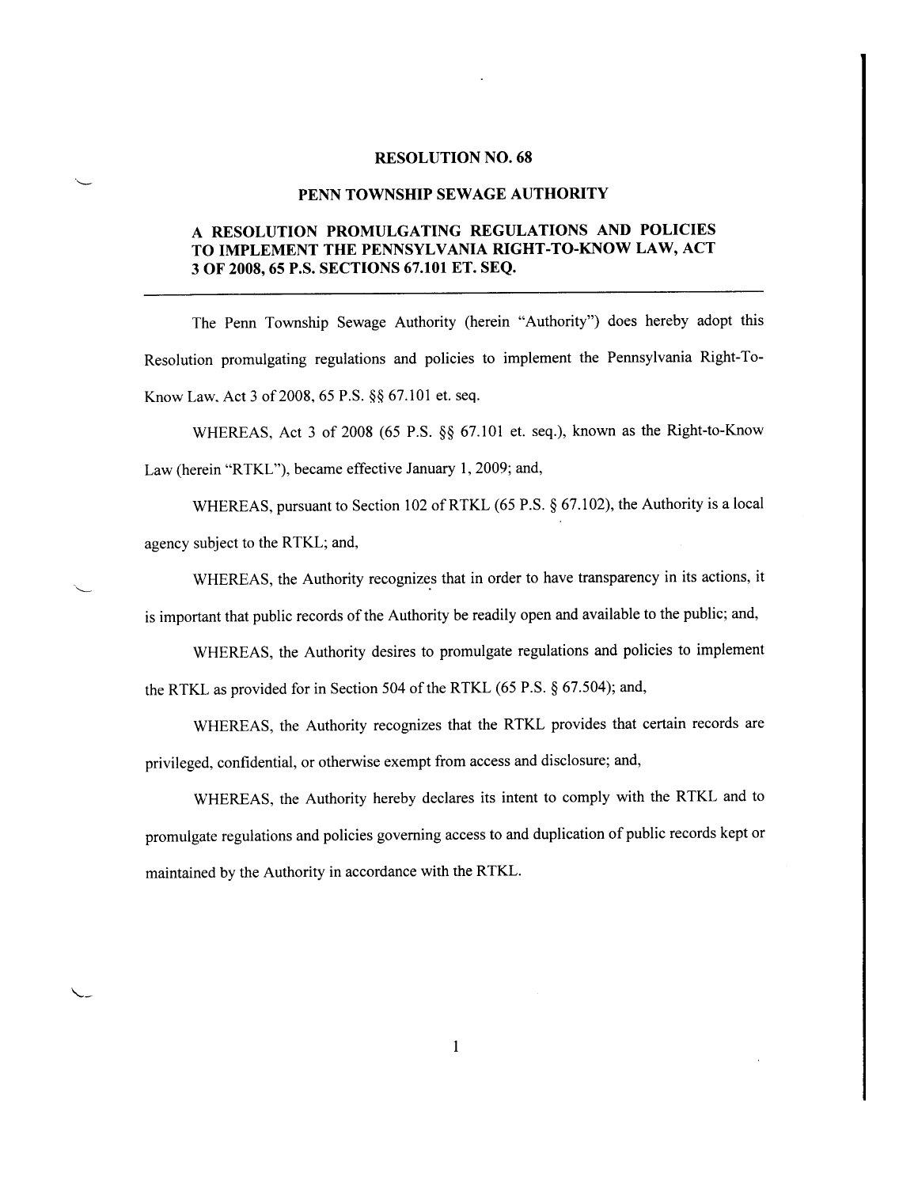# RESOLUTION NO. 68

## PENN TOWNSHIP SEWAGE AUTHORITY

### A RESOLUTION PROMULGATING REGULATIONS AND POLICIES TO IMPLEMENT THE PENNSYLVANIA RIGHT-TO-KNOW LAW, ACT 3 OF 2008, 65 P.S. SECTIONS 67.101 ET. SEQ.

---

The Penn Township Sewage Authority (herein "Authority") does hereby adopt this Resolution promulgating regulations and policies to implement the Pennsylvania Right-To-Know Law, Act 3 of 2008, 65 P.S. §§ 67.101 et. seq.

WHEREAS, Act 3 of 2008 (65 P.S. §§ 67.101 et. seq.), known as the Right-to-Know Law (herein "RTKL"), became effective January 1, 2009; and,

WHEREAS, pursuant to Section 102 of RTKL (65 P.S. § 67.102), the Authority is a local agency subject to the RTKL; and,

WHEREAS, the Authority recognizes that in order to have transparency in its actions, it is important that public records of the Authority be readily open and available to the public; and,

WHEREAS, the Authority desires to promulgate regulations and policies to implement the RTKL as provided for in Section 504 of the RTKL (65 P.S. § 67.504); and,

WHEREAS, the Authority recognizes that the RTKL provides that certain records are privileged, confidential, or otherwise exempt from access and disclosure; and,

WHEREAS, the Authority hereby declares its intent to comply with the RTKL and to promulgate regulations and policies governing access to and duplication of public records kept or maintained by the Authority in accordance with the RTKL.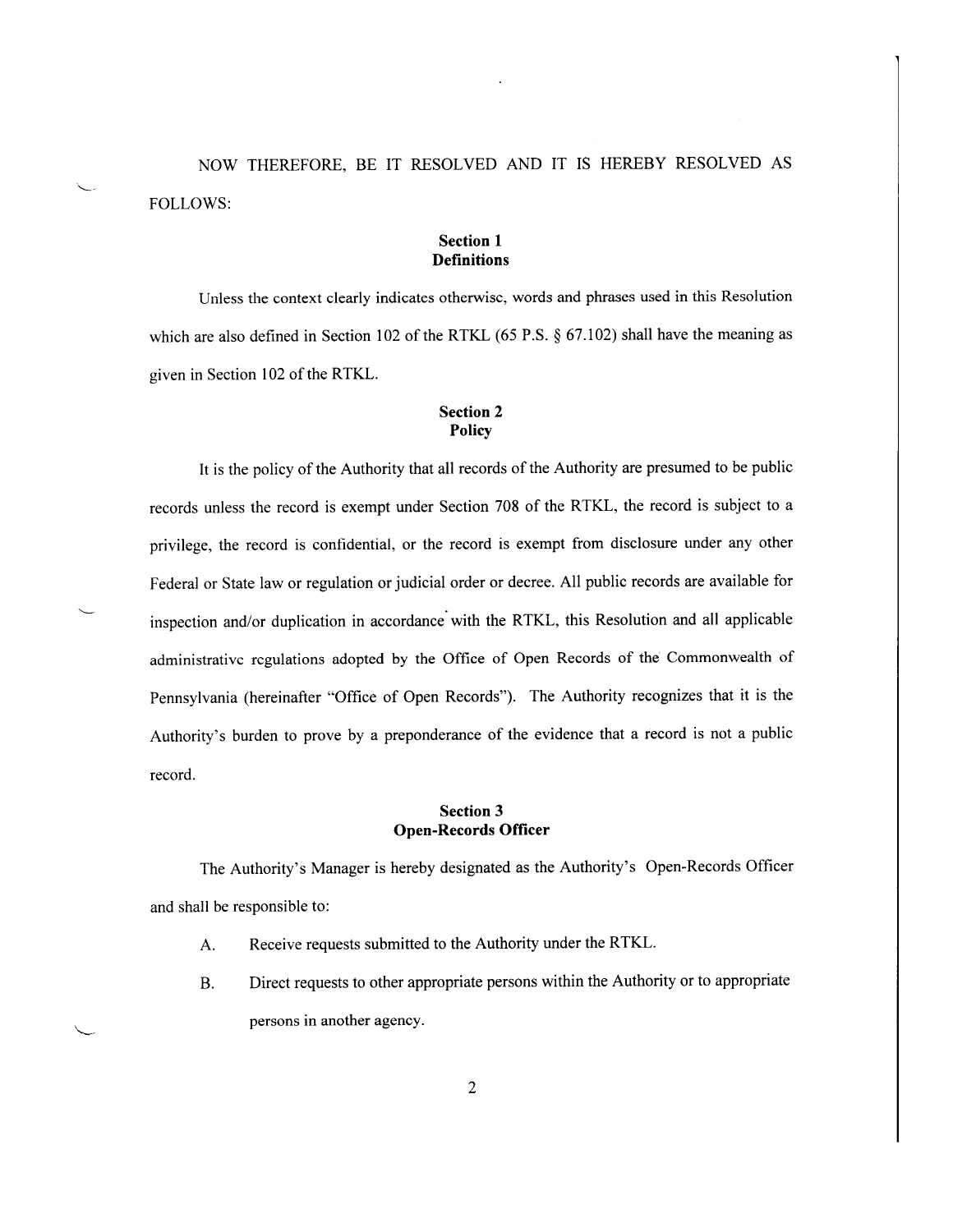NOW THEREFORE, BE IT RESOLVED AND IT IS HEREBY RESOLVED AS FOLLOWS:

## Section 1
## Definitions

Unless the context clearly indicates otherwise, words and phrases used in this Resolution which are also defined in Section 102 of the RTKL (65 P.S. § 67.102) shall have the meaning as given in Section 102 of the RTKL.

## Section 2
## Policy

It is the policy of the Authority that all records of the Authority are presumed to be public records unless the record is exempt under Section 708 of the RTKL, the record is subject to a privilege, the record is confidential, or the record is exempt from disclosure under any other Federal or State law or regulation or judicial order or decree. All public records are available for inspection and/or duplication in accordance with the RTKL, this Resolution and all applicable administrative regulations adopted by the Office of Open Records of the Commonwealth of Pennsylvania (hereinafter "Office of Open Records"). The Authority recognizes that it is the Authority's burden to prove by a preponderance of the evidence that a record is not a public record.

## Section 3
## Open-Records Officer

The Authority's Manager is hereby designated as the Authority's Open-Records Officer and shall be responsible to:

A. Receive requests submitted to the Authority under the RTKL.

B. Direct requests to other appropriate persons within the Authority or to appropriate persons in another agency.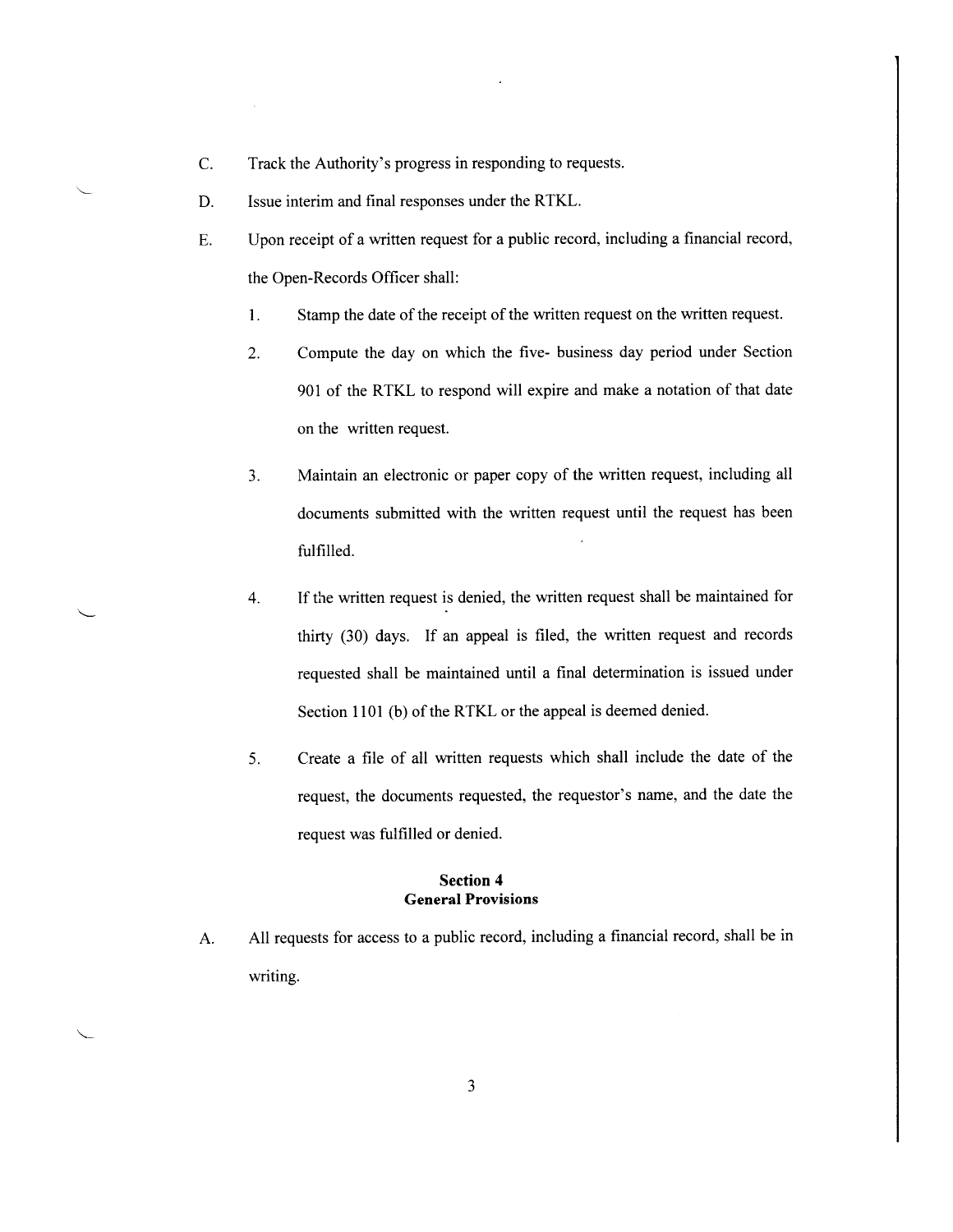C. Track the Authority's progress in responding to requests.

D. Issue interim and final responses under the RTKL.

E. Upon receipt of a written request for a public record, including a financial record, the Open-Records Officer shall:

   1. Stamp the date of the receipt of the written request on the written request.

   2. Compute the day on which the five- business day period under Section 901 of the RTKL to respond will expire and make a notation of that date on the written request.

   3. Maintain an electronic or paper copy of the written request, including all documents submitted with the written request until the request has been fulfilled.

   4. If the written request is denied, the written request shall be maintained for thirty (30) days. If an appeal is filed, the written request and records requested shall be maintained until a final determination is issued under Section 1101 (b) of the RTKL or the appeal is deemed denied.

   5. Create a file of all written requests which shall include the date of the request, the documents requested, the requestor's name, and the date the request was fulfilled or denied.

## Section 4
## General Provisions

A. All requests for access to a public record, including a financial record, shall be in writing.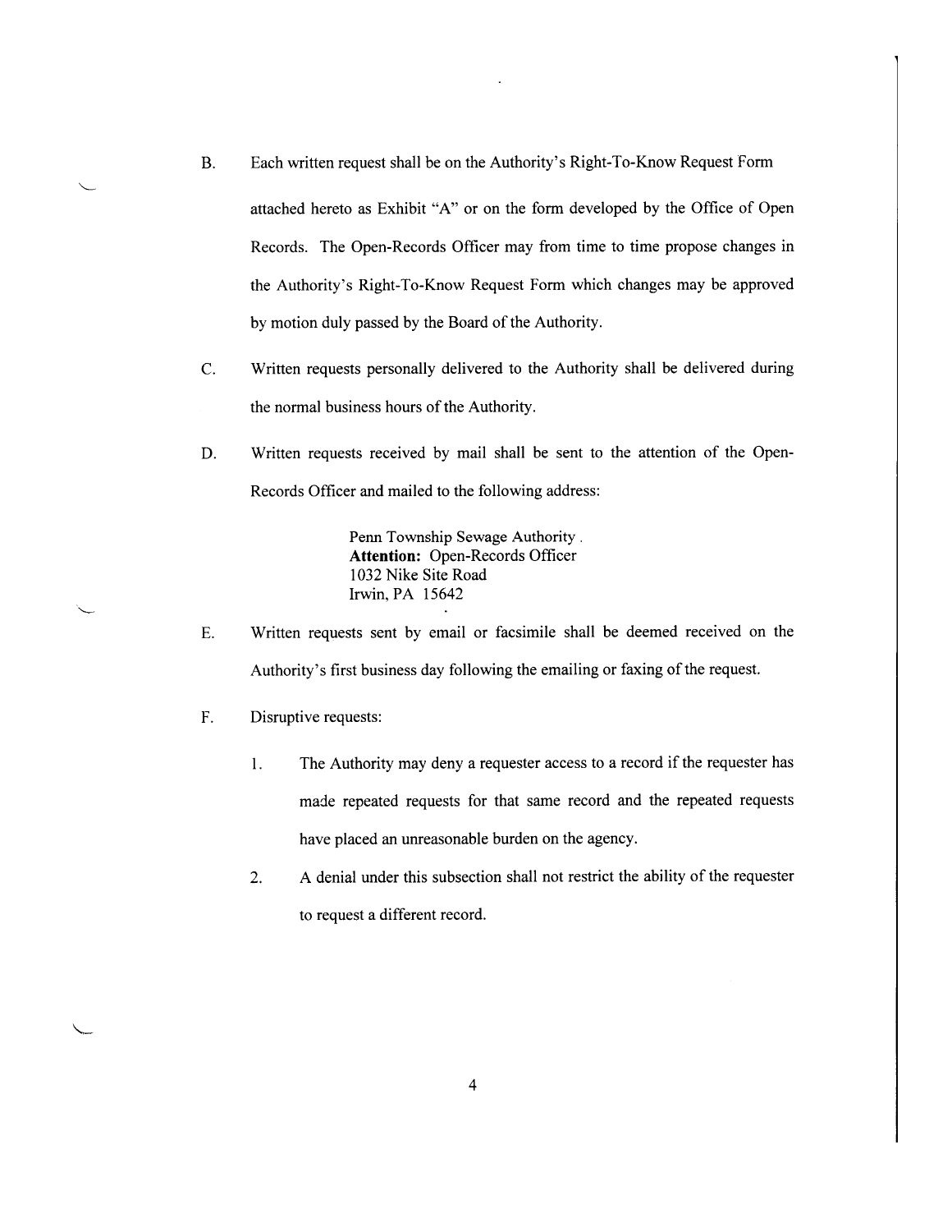B. Each written request shall be on the Authority's Right-To-Know Request Form attached hereto as Exhibit "A" or on the form developed by the Office of Open Records. The Open-Records Officer may from time to time propose changes in the Authority's Right-To-Know Request Form which changes may be approved by motion duly passed by the Board of the Authority.

C. Written requests personally delivered to the Authority shall be delivered during the normal business hours of the Authority.

D. Written requests received by mail shall be sent to the attention of the Open-Records Officer and mailed to the following address:

> Penn Township Sewage Authority
> **Attention:** Open-Records Officer
> 1032 Nike Site Road
> Irwin, PA 15642

E. Written requests sent by email or facsimile shall be deemed received on the Authority's first business day following the emailing or faxing of the request.

F. Disruptive requests:

1. The Authority may deny a requester access to a record if the requester has made repeated requests for that same record and the repeated requests have placed an unreasonable burden on the agency.

2. A denial under this subsection shall not restrict the ability of the requester to request a different record.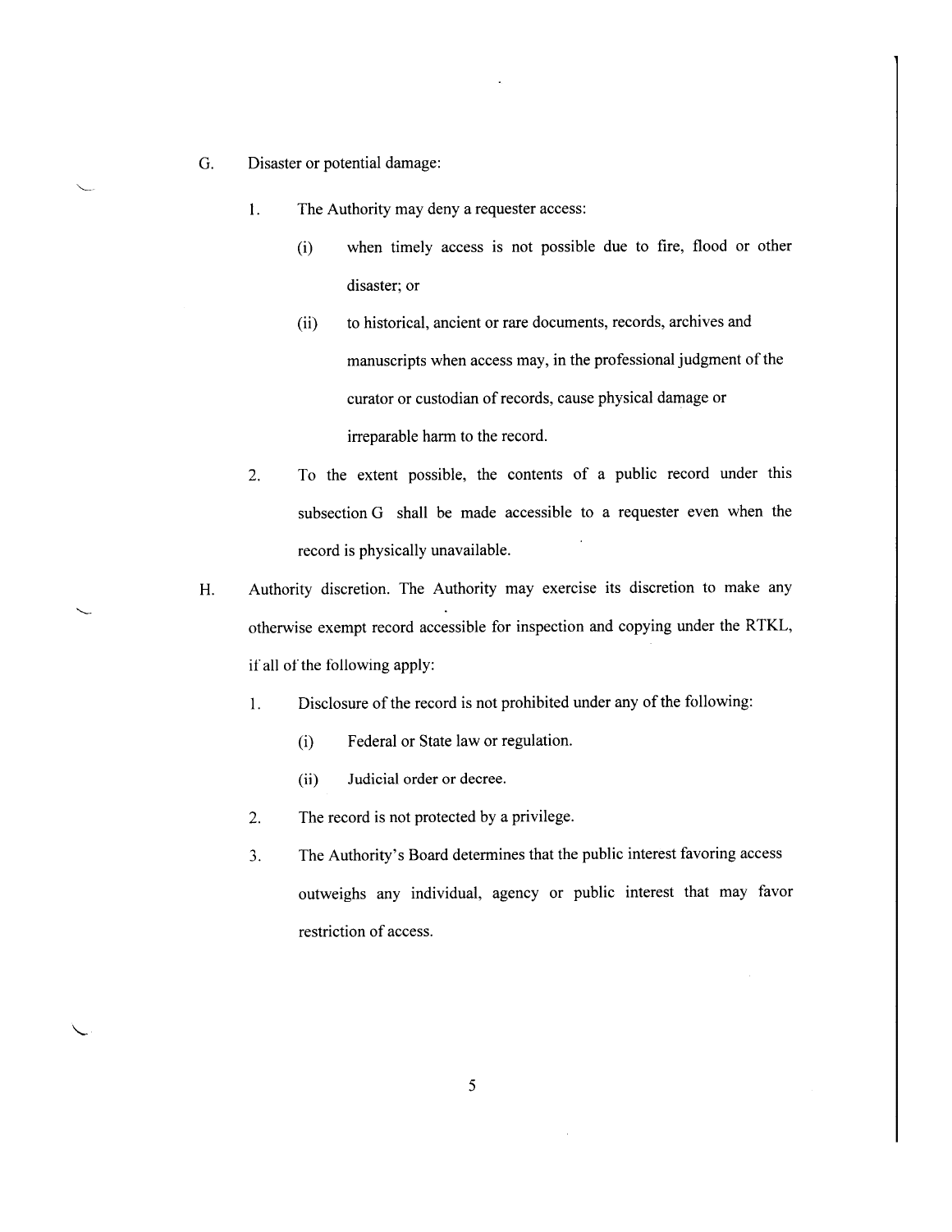G. Disaster or potential damage:

1. The Authority may deny a requester access:

   (i) when timely access is not possible due to fire, flood or other disaster; or

   (ii) to historical, ancient or rare documents, records, archives and manuscripts when access may, in the professional judgment of the curator or custodian of records, cause physical damage or irreparable harm to the record.

2. To the extent possible, the contents of a public record under this subsection G shall be made accessible to a requester even when the record is physically unavailable.

H. Authority discretion. The Authority may exercise its discretion to make any otherwise exempt record accessible for inspection and copying under the RTKL, if all of the following apply:

1. Disclosure of the record is not prohibited under any of the following:

   (i) Federal or State law or regulation.

   (ii) Judicial order or decree.

2. The record is not protected by a privilege.

3. The Authority's Board determines that the public interest favoring access outweighs any individual, agency or public interest that may favor restriction of access.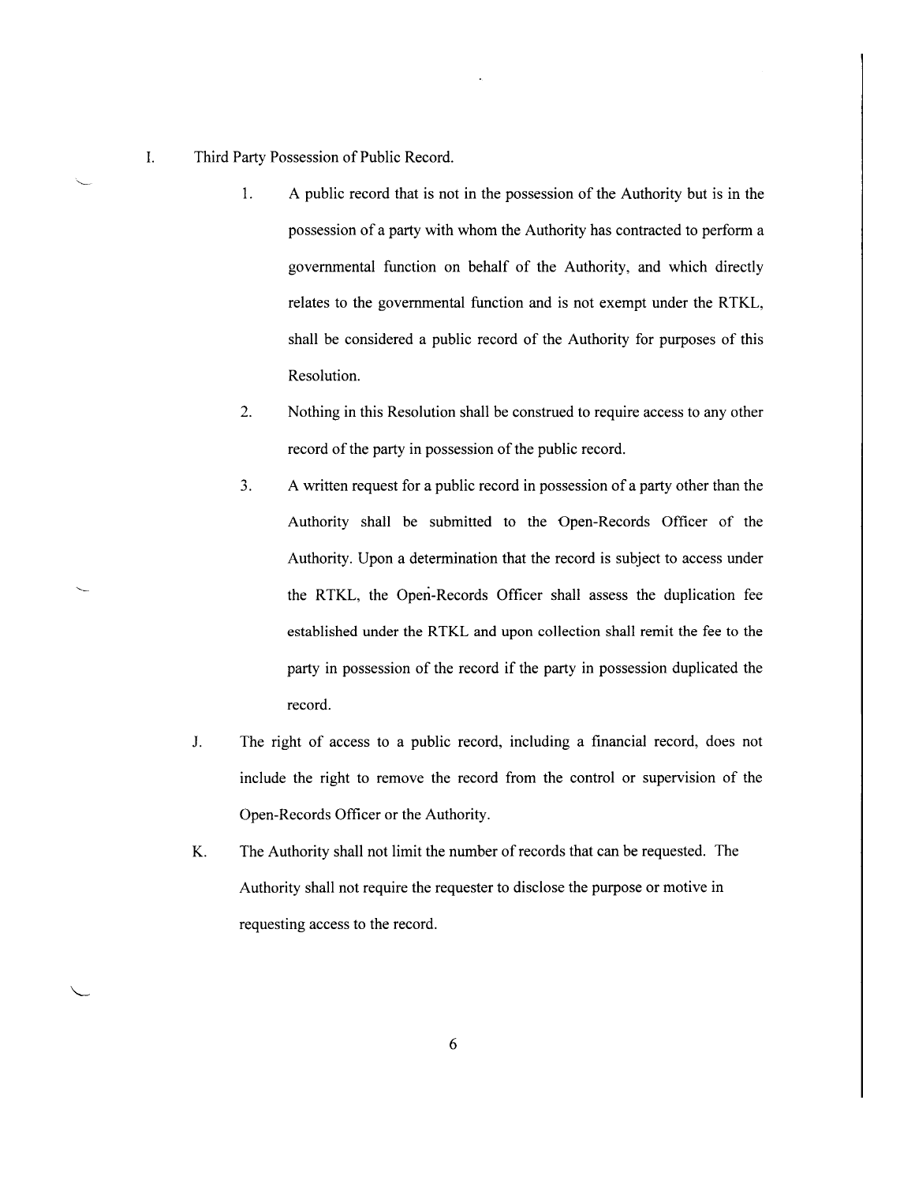I. Third Party Possession of Public Record.

   1. A public record that is not in the possession of the Authority but is in the possession of a party with whom the Authority has contracted to perform a governmental function on behalf of the Authority, and which directly relates to the governmental function and is not exempt under the RTKL, shall be considered a public record of the Authority for purposes of this Resolution.

   2. Nothing in this Resolution shall be construed to require access to any other record of the party in possession of the public record.

   3. A written request for a public record in possession of a party other than the Authority shall be submitted to the Open-Records Officer of the Authority. Upon a determination that the record is subject to access under the RTKL, the Open-Records Officer shall assess the duplication fee established under the RTKL and upon collection shall remit the fee to the party in possession of the record if the party in possession duplicated the record.

J. The right of access to a public record, including a financial record, does not include the right to remove the record from the control or supervision of the Open-Records Officer or the Authority.

K. The Authority shall not limit the number of records that can be requested. The Authority shall not require the requester to disclose the purpose or motive in requesting access to the record.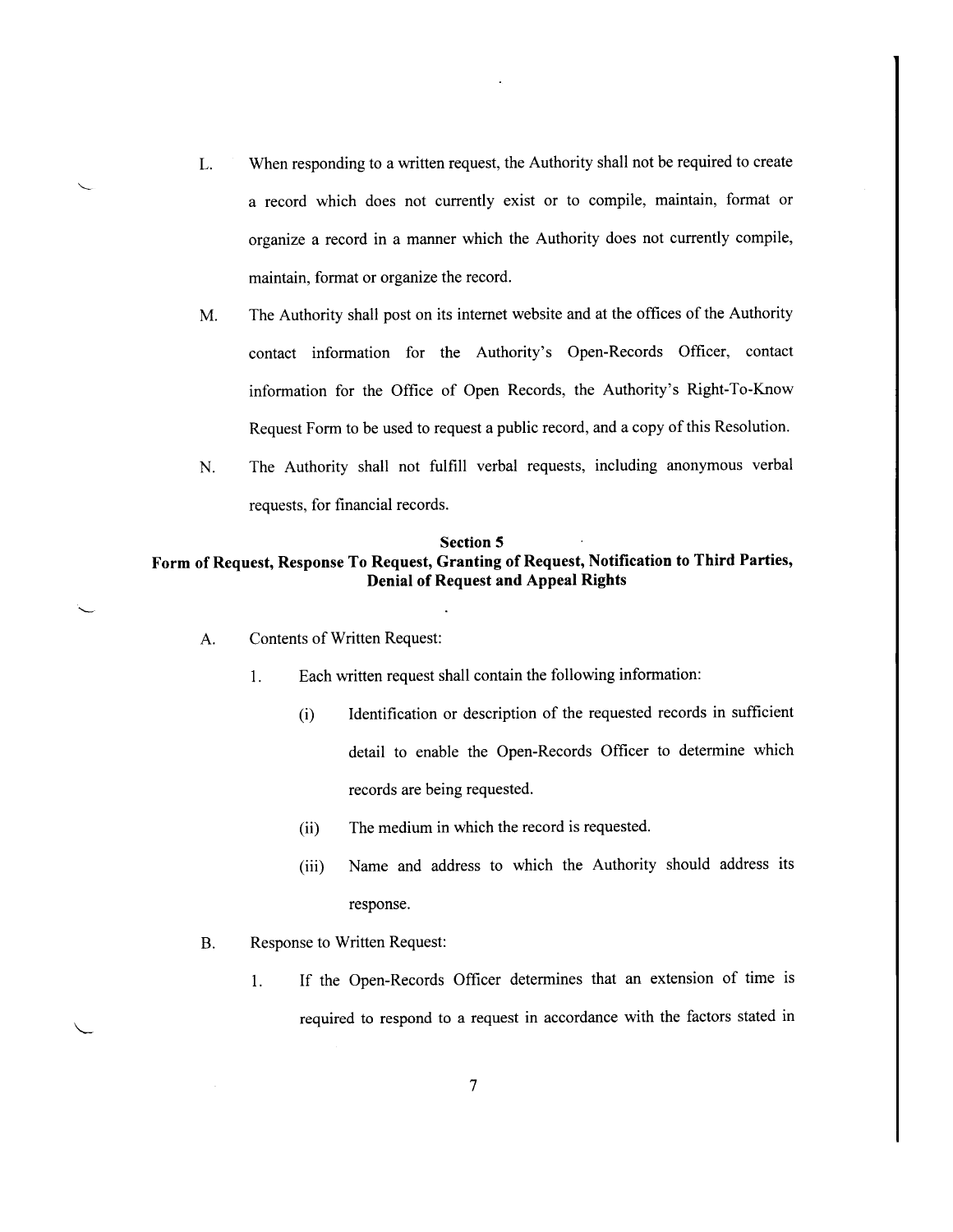L. When responding to a written request, the Authority shall not be required to create a record which does not currently exist or to compile, maintain, format or organize a record in a manner which the Authority does not currently compile, maintain, format or organize the record.

M. The Authority shall post on its internet website and at the offices of the Authority contact information for the Authority's Open-Records Officer, contact information for the Office of Open Records, the Authority's Right-To-Know Request Form to be used to request a public record, and a copy of this Resolution.

N. The Authority shall not fulfill verbal requests, including anonymous verbal requests, for financial records.

**Section 5**
**Form of Request, Response To Request, Granting of Request, Notification to Third Parties, Denial of Request and Appeal Rights**

A. Contents of Written Request:

1. Each written request shall contain the following information:

   (i) Identification or description of the requested records in sufficient detail to enable the Open-Records Officer to determine which records are being requested.

   (ii) The medium in which the record is requested.

   (iii) Name and address to which the Authority should address its response.

B. Response to Written Request:

1. If the Open-Records Officer determines that an extension of time is required to respond to a request in accordance with the factors stated in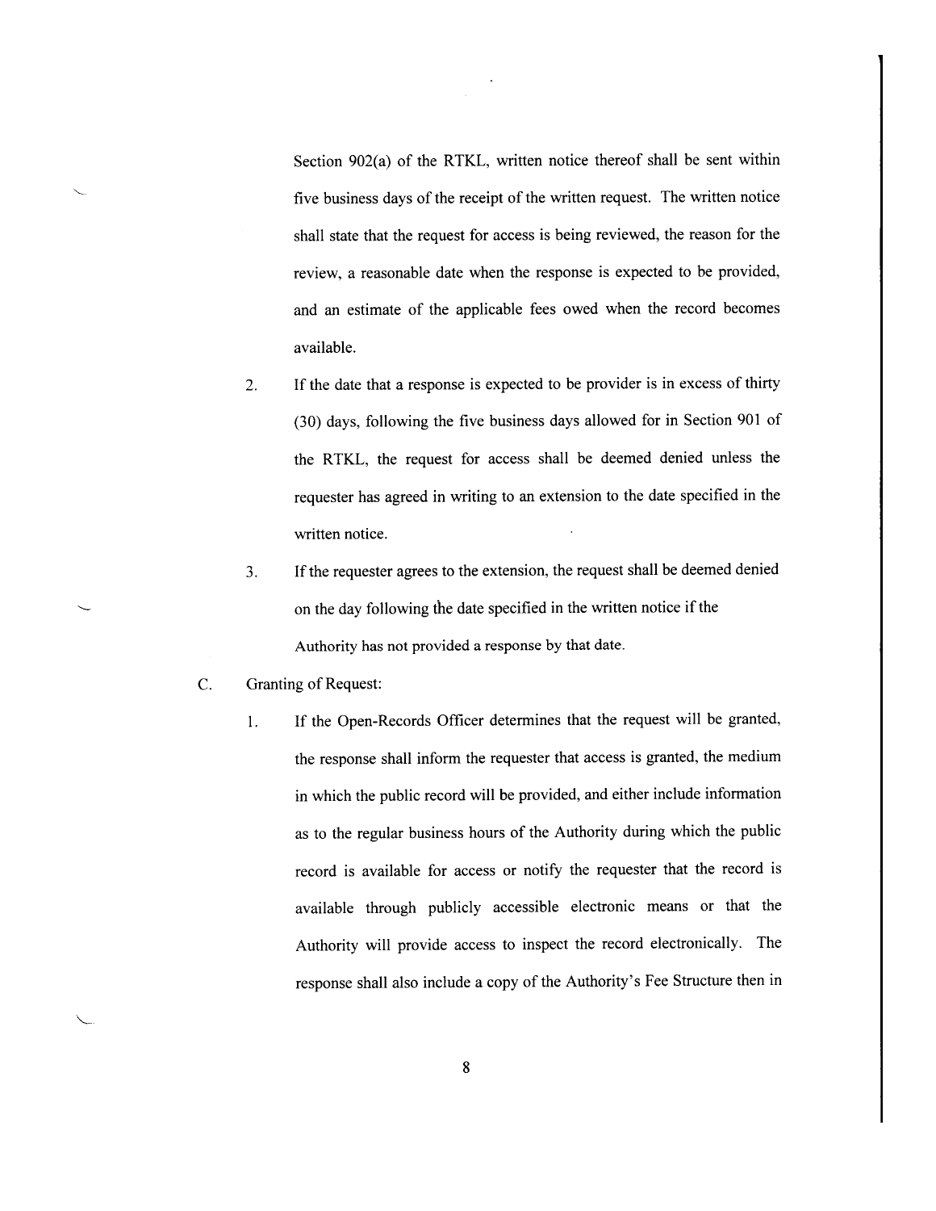Section 902(a) of the RTKL, written notice thereof shall be sent within five business days of the receipt of the written request. The written notice shall state that the request for access is being reviewed, the reason for the review, a reasonable date when the response is expected to be provided, and an estimate of the applicable fees owed when the record becomes available.

2. If the date that a response is expected to be provider is in excess of thirty (30) days, following the five business days allowed for in Section 901 of the RTKL, the request for access shall be deemed denied unless the requester has agreed in writing to an extension to the date specified in the written notice.

3. If the requester agrees to the extension, the request shall be deemed denied on the day following the date specified in the written notice if the Authority has not provided a response by that date.

C. Granting of Request:

1. If the Open-Records Officer determines that the request will be granted, the response shall inform the requester that access is granted, the medium in which the public record will be provided, and either include information as to the regular business hours of the Authority during which the public record is available for access or notify the requester that the record is available through publicly accessible electronic means or that the Authority will provide access to inspect the record electronically. The response shall also include a copy of the Authority's Fee Structure then in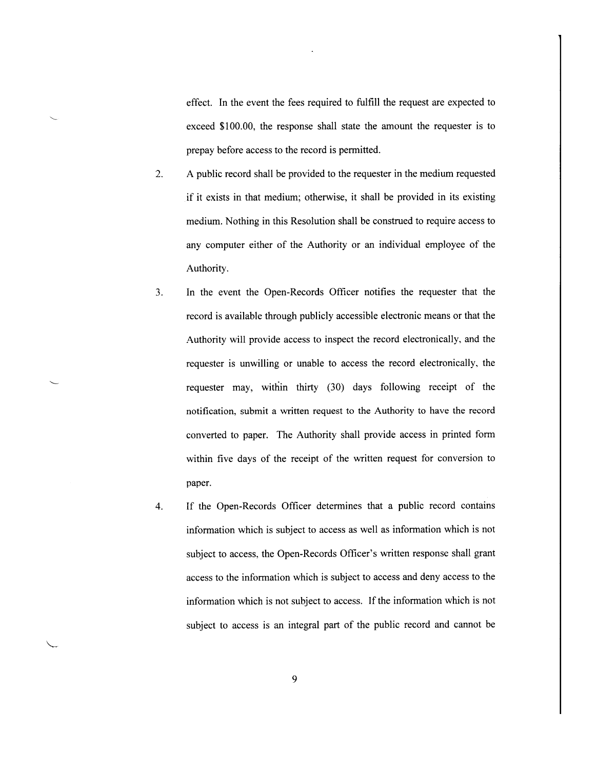effect. In the event the fees required to fulfill the request are expected to exceed $100.00, the response shall state the amount the requester is to prepay before access to the record is permitted.

2. A public record shall be provided to the requester in the medium requested if it exists in that medium; otherwise, it shall be provided in its existing medium. Nothing in this Resolution shall be construed to require access to any computer either of the Authority or an individual employee of the Authority.

3. In the event the Open-Records Officer notifies the requester that the record is available through publicly accessible electronic means or that the Authority will provide access to inspect the record electronically, and the requester is unwilling or unable to access the record electronically, the requester may, within thirty (30) days following receipt of the notification, submit a written request to the Authority to have the record converted to paper. The Authority shall provide access in printed form within five days of the receipt of the written request for conversion to paper.

4. If the Open-Records Officer determines that a public record contains information which is subject to access as well as information which is not subject to access, the Open-Records Officer's written response shall grant access to the information which is subject to access and deny access to the information which is not subject to access. If the information which is not subject to access is an integral part of the public record and cannot be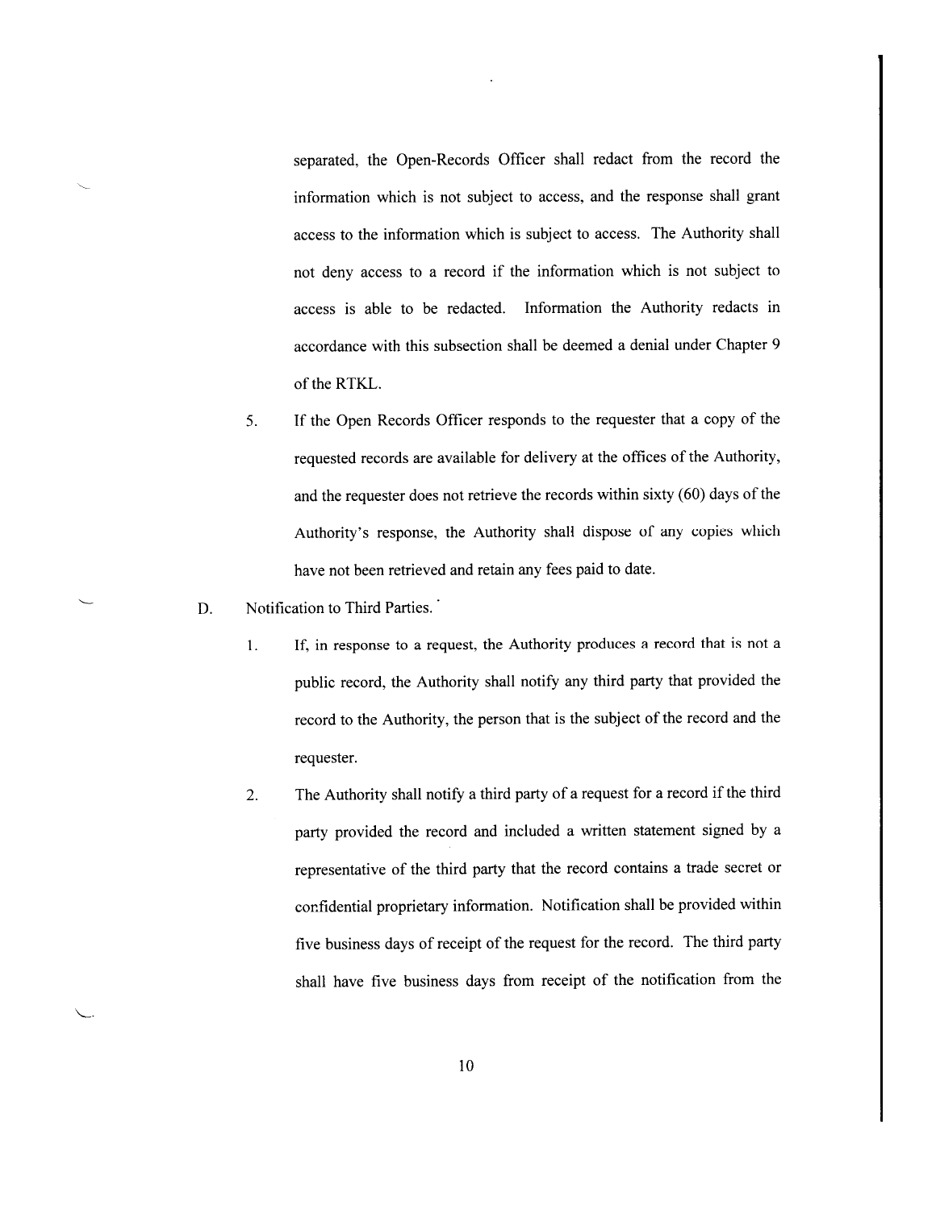separated, the Open-Records Officer shall redact from the record the information which is not subject to access, and the response shall grant access to the information which is subject to access. The Authority shall not deny access to a record if the information which is not subject to access is able to be redacted. Information the Authority redacts in accordance with this subsection shall be deemed a denial under Chapter 9 of the RTKL.

5. If the Open Records Officer responds to the requester that a copy of the requested records are available for delivery at the offices of the Authority, and the requester does not retrieve the records within sixty (60) days of the Authority's response, the Authority shall dispose of any copies which have not been retrieved and retain any fees paid to date.

D. Notification to Third Parties.

1. If, in response to a request, the Authority produces a record that is not a public record, the Authority shall notify any third party that provided the record to the Authority, the person that is the subject of the record and the requester.

2. The Authority shall notify a third party of a request for a record if the third party provided the record and included a written statement signed by a representative of the third party that the record contains a trade secret or confidential proprietary information. Notification shall be provided within five business days of receipt of the request for the record. The third party shall have five business days from receipt of the notification from the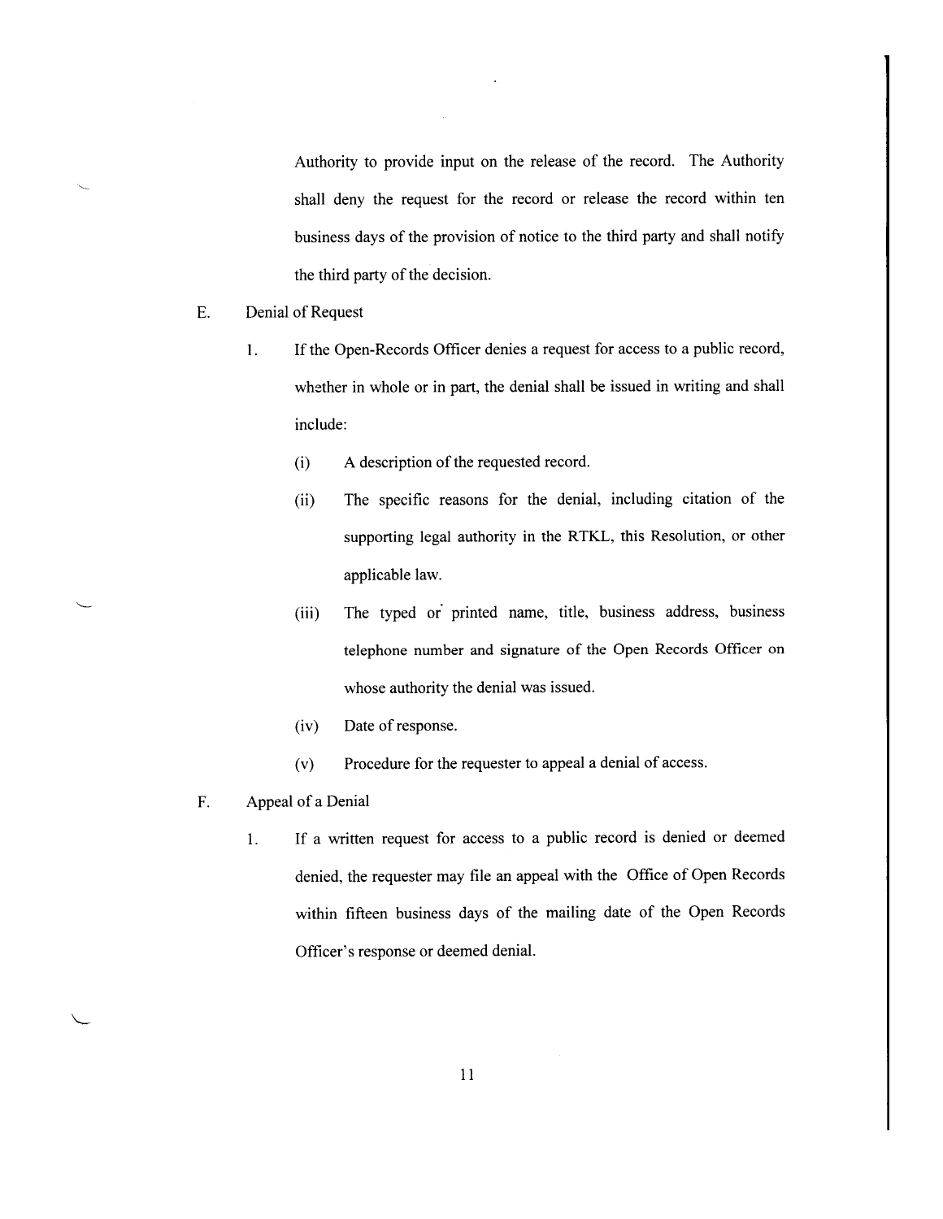Authority to provide input on the release of the record. The Authority shall deny the request for the record or release the record within ten business days of the provision of notice to the third party and shall notify the third party of the decision.

E. Denial of Request

1. If the Open-Records Officer denies a request for access to a public record, whether in whole or in part, the denial shall be issued in writing and shall include:

   (i) A description of the requested record.

   (ii) The specific reasons for the denial, including citation of the supporting legal authority in the RTKL, this Resolution, or other applicable law.

   (iii) The typed or printed name, title, business address, business telephone number and signature of the Open Records Officer on whose authority the denial was issued.

   (iv) Date of response.

   (v) Procedure for the requester to appeal a denial of access.

F. Appeal of a Denial

1. If a written request for access to a public record is denied or deemed denied, the requester may file an appeal with the Office of Open Records within fifteen business days of the mailing date of the Open Records Officer's response or deemed denial.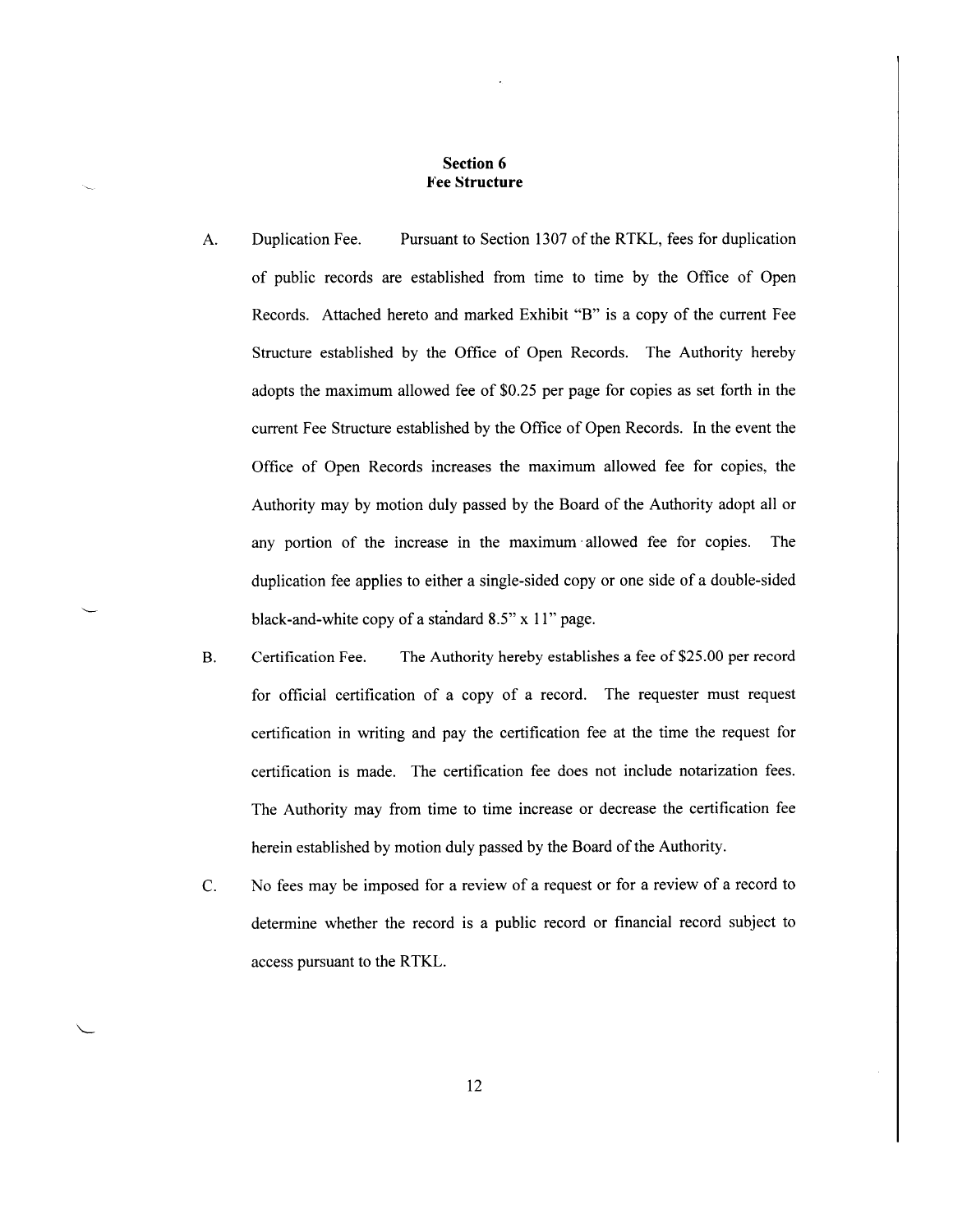## Section 6
## Fee Structure

A. Duplication Fee. Pursuant to Section 1307 of the RTKL, fees for duplication of public records are established from time to time by the Office of Open Records. Attached hereto and marked Exhibit "B" is a copy of the current Fee Structure established by the Office of Open Records. The Authority hereby adopts the maximum allowed fee of $0.25 per page for copies as set forth in the current Fee Structure established by the Office of Open Records. In the event the Office of Open Records increases the maximum allowed fee for copies, the Authority may by motion duly passed by the Board of the Authority adopt all or any portion of the increase in the maximum allowed fee for copies. The duplication fee applies to either a single-sided copy or one side of a double-sided black-and-white copy of a standard 8.5" x 11" page.

B. Certification Fee. The Authority hereby establishes a fee of $25.00 per record for official certification of a copy of a record. The requester must request certification in writing and pay the certification fee at the time the request for certification is made. The certification fee does not include notarization fees. The Authority may from time to time increase or decrease the certification fee herein established by motion duly passed by the Board of the Authority.

C. No fees may be imposed for a review of a request or for a review of a record to determine whether the record is a public record or financial record subject to access pursuant to the RTKL.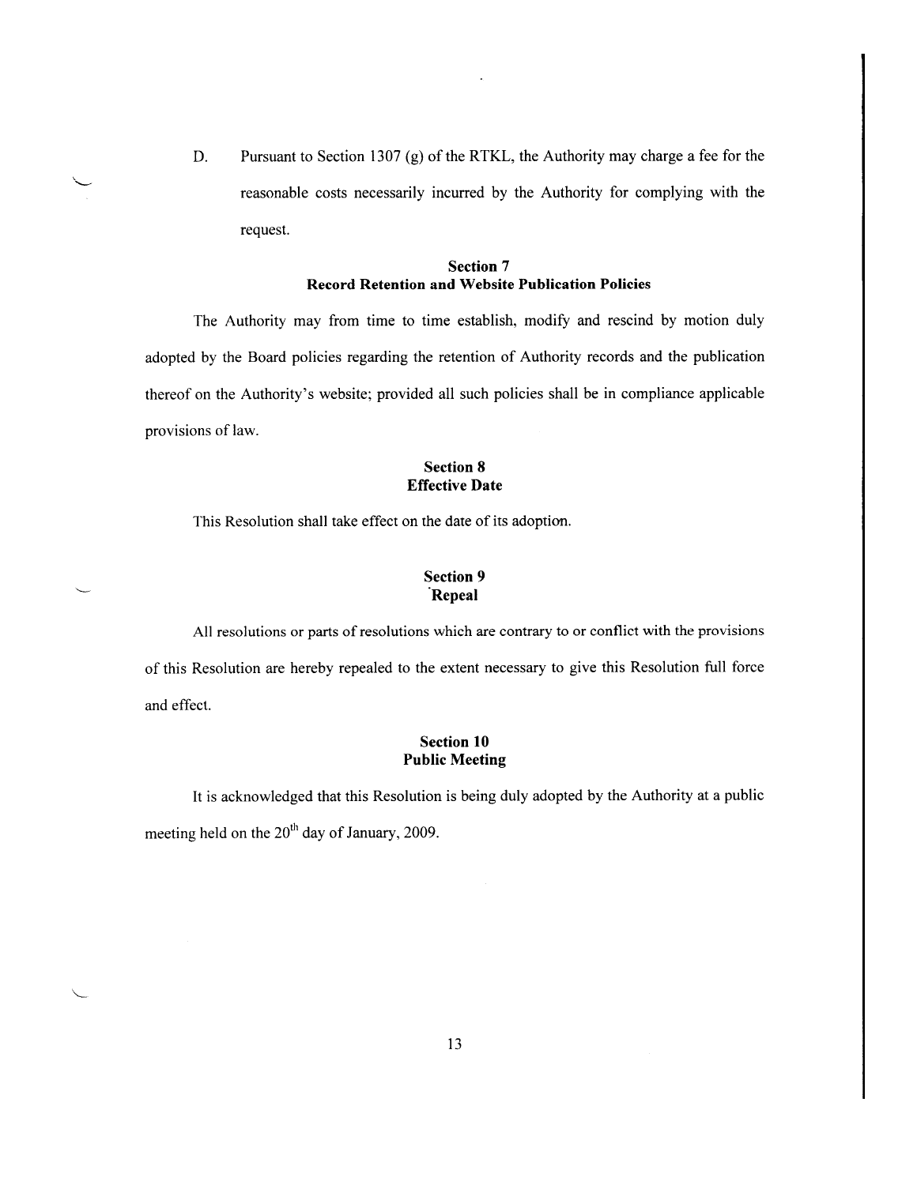D. Pursuant to Section 1307 (g) of the RTKL, the Authority may charge a fee for the reasonable costs necessarily incurred by the Authority for complying with the request.

**Section 7**
**Record Retention and Website Publication Policies**

The Authority may from time to time establish, modify and rescind by motion duly adopted by the Board policies regarding the retention of Authority records and the publication thereof on the Authority's website; provided all such policies shall be in compliance applicable provisions of law.

**Section 8**
**Effective Date**

This Resolution shall take effect on the date of its adoption.

**Section 9**
**Repeal**

All resolutions or parts of resolutions which are contrary to or conflict with the provisions of this Resolution are hereby repealed to the extent necessary to give this Resolution full force and effect.

**Section 10**
**Public Meeting**

It is acknowledged that this Resolution is being duly adopted by the Authority at a public meeting held on the 20th day of January, 2009.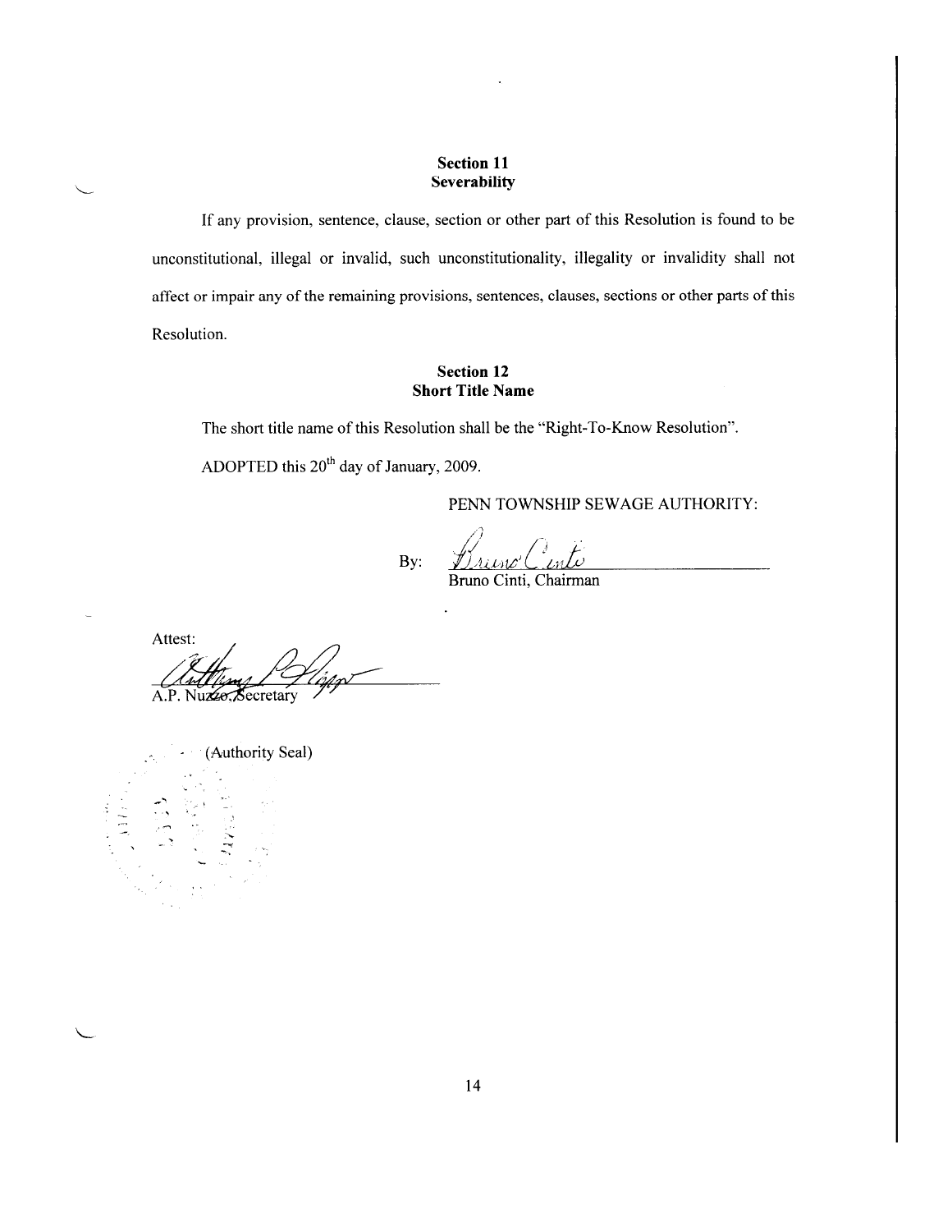## Section 11
## Severability

If any provision, sentence, clause, section or other part of this Resolution is found to be unconstitutional, illegal or invalid, such unconstitutionality, illegality or invalidity shall not affect or impair any of the remaining provisions, sentences, clauses, sections or other parts of this Resolution.

## Section 12
## Short Title Name

The short title name of this Resolution shall be the "Right-To-Know Resolution".

ADOPTED this 20th day of January, 2009.

PENN TOWNSHIP SEWAGE AUTHORITY:

By: Bruno Cinti
Bruno Cinti, Chairman

Attest:
Anthony P. Nuzzo
A.P. Nuzzo, Secretary

(Authority Seal)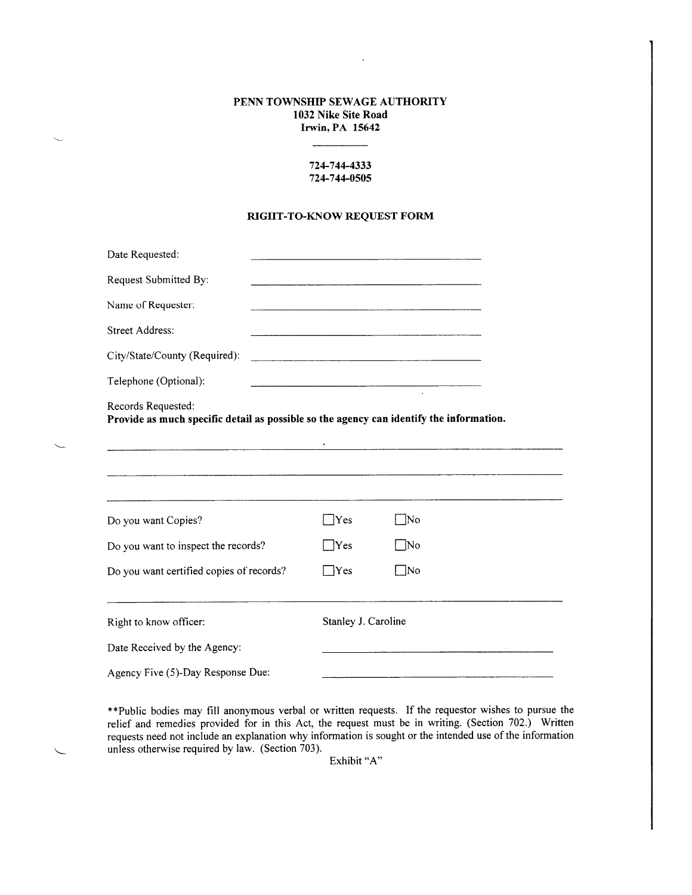**PENN TOWNSHIP SEWAGE AUTHORITY**
**1032 Nike Site Road**
**Irwin, PA 15642**

**724-744-4333**
**724-744-0505**

## RIGHT-TO-KNOW REQUEST FORM

Date Requested: ______________________________

Request Submitted By: ______________________________

Name of Requester: ______________________________

Street Address: ______________________________

City/State/County (Required): ______________________________

Telephone (Optional): ______________________________

Records Requested:
**Provide as much specific detail as possible so the agency can identify the information.**

______________________________________________________________________

______________________________________________________________________

______________________________________________________________________

| | | |
|---|---|---|
| Do you want Copies? | ☐ Yes | ☐ No |
| Do you want to inspect the records? | ☐ Yes | ☐ No |
| Do you want certified copies of records? | ☐ Yes | ☐ No |

______________________________________________________________________

Right to know officer: Stanley J. Caroline

Date Received by the Agency: ______________________________

Agency Five (5)-Day Response Due: ______________________________

**Public bodies may fill anonymous verbal or written requests. If the requestor wishes to pursue the relief and remedies provided for in this Act, the request must be in writing. (Section 702.) Written requests need not include an explanation why information is sought or the intended use of the information unless otherwise required by law. (Section 703).

Exhibit "A"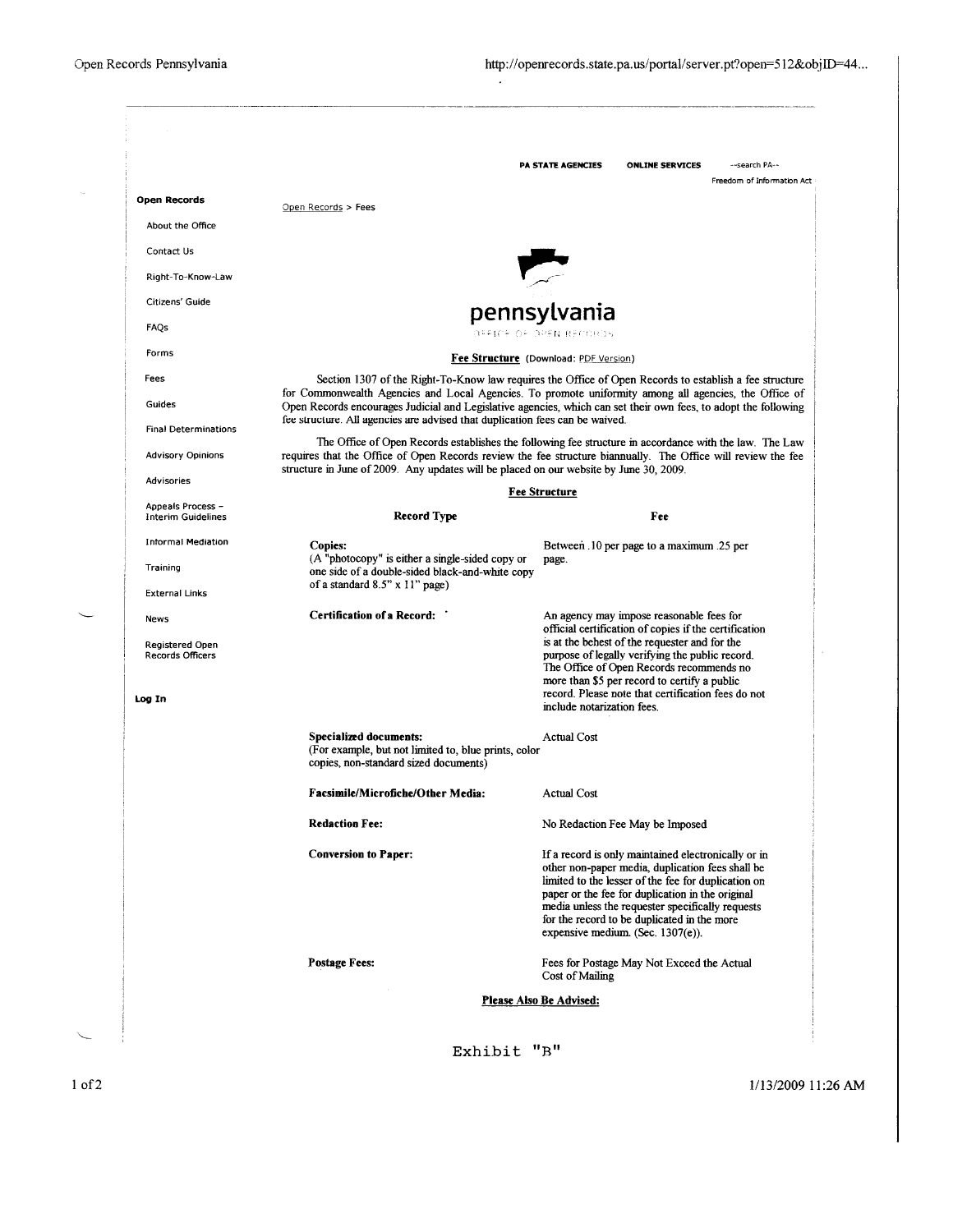PA STATE AGENCIES    ONLINE SERVICES    --search PA--

Freedom of Information Act

**Open Records**

- About the Office
- Contact Us
- Right-To-Know-Law
- Citizens' Guide
- FAQs
- Forms
- Fees
- Guides
- Final Determinations
- Advisory Opinions
- Advisories
- Appeals Process – Interim Guidelines
- Informal Mediation
- Training
- External Links
- News
- Registered Open Records Officers

**Log In**

Open Records > Fees

pennsylvania

OFFICE OF OPEN RECORDS

**Fee Structure** (Download: PDF Version)

Section 1307 of the Right-To-Know law requires the Office of Open Records to establish a fee structure for Commonwealth Agencies and Local Agencies. To promote uniformity among all agencies, the Office of Open Records encourages Judicial and Legislative agencies, which can set their own fees, to adopt the following fee structure. All agencies are advised that duplication fees can be waived.

The Office of Open Records establishes the following fee structure in accordance with the law. The Law requires that the Office of Open Records review the fee structure biannually. The Office will review the fee structure in June of 2009. Any updates will be placed on our website by June 30, 2009.

**Fee Structure**

| Record Type | Fee |
|---|---|
| **Copies:** (A "photocopy" is either a single-sided copy or one side of a double-sided black-and-white copy of a standard 8.5" x 11" page) | Between .10 per page to a maximum .25 per page. |
| **Certification of a Record:** | An agency may impose reasonable fees for official certification of copies if the certification is at the behest of the requester and for the purpose of legally verifying the public record. The Office of Open Records recommends no more than $5 per record to certify a public record. Please note that certification fees do not include notarization fees. |
| **Specialized documents:** (For example, but not limited to, blue prints, color copies, non-standard sized documents) | Actual Cost |
| **Facsimile/Microfiche/Other Media:** | Actual Cost |
| **Redaction Fee:** | No Redaction Fee May be Imposed |
| **Conversion to Paper:** | If a record is only maintained electronically or in other non-paper media, duplication fees shall be limited to the lesser of the fee for duplication on paper or the fee for duplication in the original media unless the requester specifically requests for the record to be duplicated in the more expensive medium. (Sec. 1307(e)). |
| **Postage Fees:** | Fees for Postage May Not Exceed the Actual Cost of Mailing |

**Please Also Be Advised:**

Exhibit "B"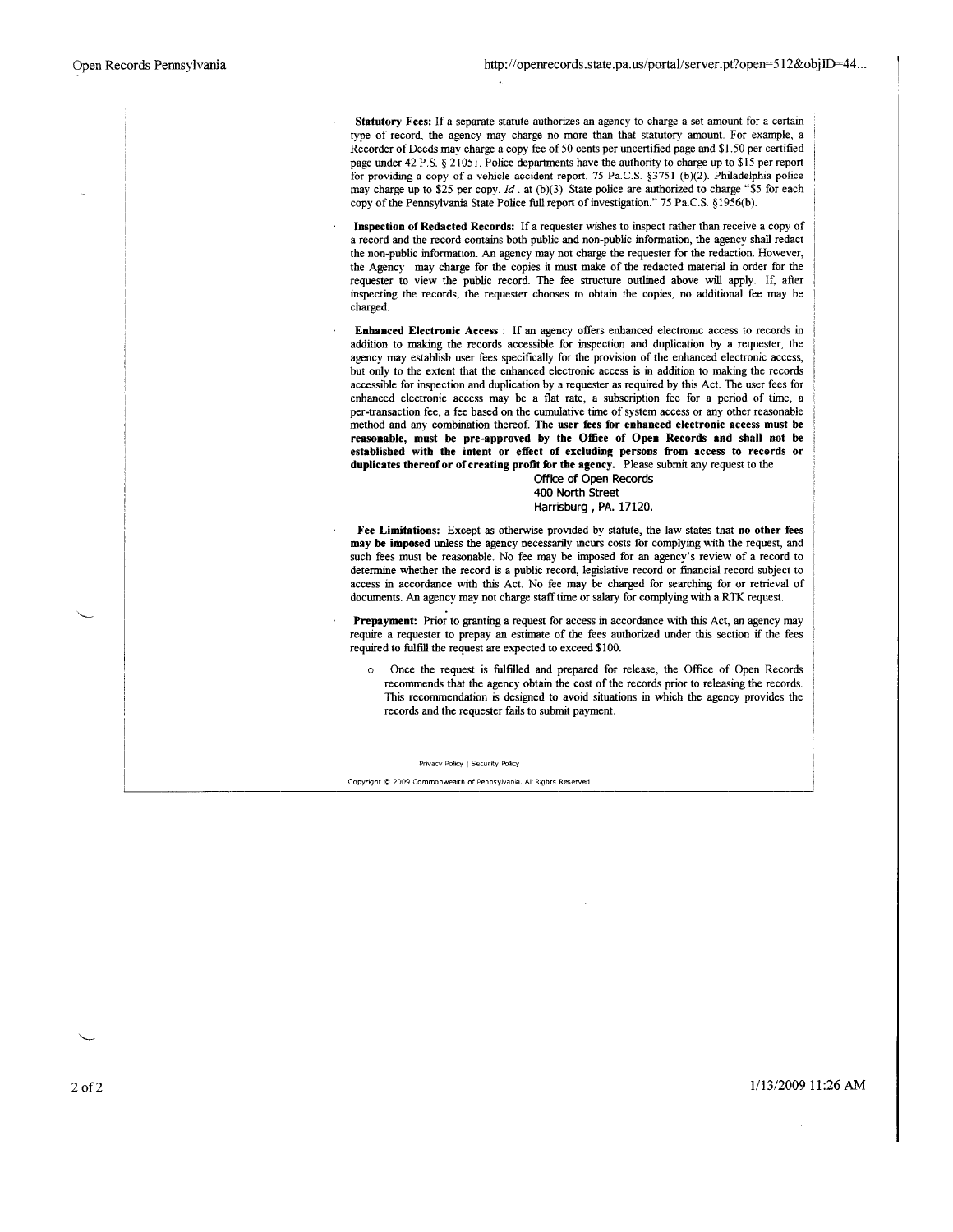- **Statutory Fees:** If a separate statute authorizes an agency to charge a set amount for a certain type of record, the agency may charge no more than that statutory amount. For example, a Recorder of Deeds may charge a copy fee of 50 cents per uncertified page and $1.50 per certified page under 42 P.S. § 21051. Police departments have the authority to charge up to $15 per report for providing a copy of a vehicle accident report. 75 Pa.C.S. §3751 (b)(2). Philadelphia police may charge up to $25 per copy. *Id*. at (b)(3). State police are authorized to charge "$5 for each copy of the Pennsylvania State Police full report of investigation." 75 Pa.C.S. §1956(b).

- **Inspection of Redacted Records:** If a requester wishes to inspect rather than receive a copy of a record and the record contains both public and non-public information, the agency shall redact the non-public information. An agency may not charge the requester for the redaction. However, the Agency may charge for the copies it must make of the redacted material in order for the requester to view the public record. The fee structure outlined above will apply. If, after inspecting the records, the requester chooses to obtain the copies, no additional fee may be charged.

- **Enhanced Electronic Access** : If an agency offers enhanced electronic access to records in addition to making the records accessible for inspection and duplication by a requester, the agency may establish user fees specifically for the provision of the enhanced electronic access, but only to the extent that the enhanced electronic access is in addition to making the records accessible for inspection and duplication by a requester as required by this Act. The user fees for enhanced electronic access may be a flat rate, a subscription fee for a period of time, a per-transaction fee, a fee based on the cumulative time of system access or any other reasonable method and any combination thereof. **The user fees for enhanced electronic access must be reasonable, must be pre-approved by the Office of Open Records and shall not be established with the intent or effect of excluding persons from access to records or duplicates thereof or of creating profit for the agency.** Please submit any request to the

  Office of Open Records
  400 North Street
  Harrisburg , PA. 17120.

- **Fee Limitations:** Except as otherwise provided by statute, the law states that **no other fees may be imposed** unless the agency necessarily incurs costs for complying with the request, and such fees must be reasonable. No fee may be imposed for an agency's review of a record to determine whether the record is a public record, legislative record or financial record subject to access in accordance with this Act. No fee may be charged for searching for or retrieval of documents. An agency may not charge staff time or salary for complying with a RTK request.

- **Prepayment:** Prior to granting a request for access in accordance with this Act, an agency may require a requester to prepay an estimate of the fees authorized under this section if the fees required to fulfill the request are expected to exceed $100.

  - Once the request is fulfilled and prepared for release, the Office of Open Records recommends that the agency obtain the cost of the records prior to releasing the records. This recommendation is designed to avoid situations in which the agency provides the records and the requester fails to submit payment.

Privacy Policy | Security Policy

Copyright © 2009 Commonwealth of Pennsylvania. All Rights Reserved